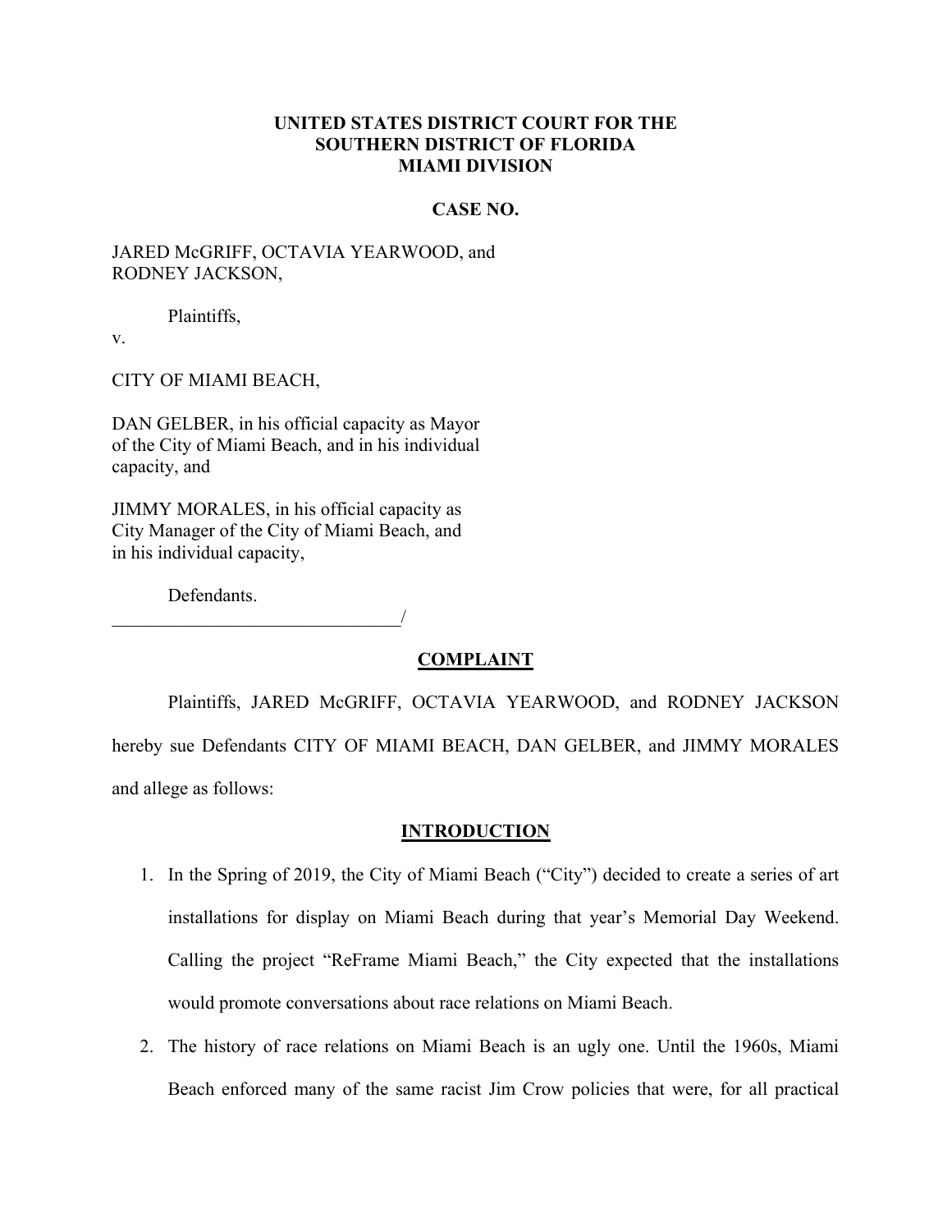**UNITED STATES DISTRICT COURT FOR THE**
**SOUTHERN DISTRICT OF FLORIDA**
**MIAMI DIVISION**

**CASE NO.**

JARED McGRIFF, OCTAVIA YEARWOOD, and
RODNEY JACKSON,

Plaintiffs,

v.

CITY OF MIAMI BEACH,

DAN GELBER, in his official capacity as Mayor of the City of Miami Beach, and in his individual capacity, and

JIMMY MORALES, in his official capacity as City Manager of the City of Miami Beach, and in his individual capacity,

Defendants.
_______________________________/

## COMPLAINT

Plaintiffs, JARED McGRIFF, OCTAVIA YEARWOOD, and RODNEY JACKSON hereby sue Defendants CITY OF MIAMI BEACH, DAN GELBER, and JIMMY MORALES and allege as follows:

## INTRODUCTION

1. In the Spring of 2019, the City of Miami Beach ("City") decided to create a series of art installations for display on Miami Beach during that year's Memorial Day Weekend. Calling the project "ReFrame Miami Beach," the City expected that the installations would promote conversations about race relations on Miami Beach.

2. The history of race relations on Miami Beach is an ugly one. Until the 1960s, Miami Beach enforced many of the same racist Jim Crow policies that were, for all practical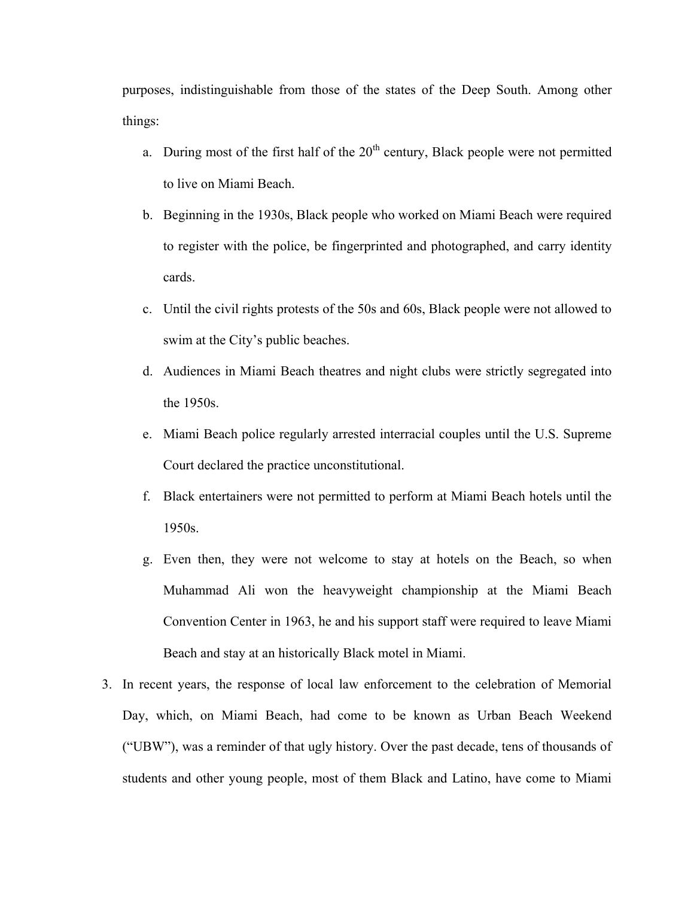purposes, indistinguishable from those of the states of the Deep South. Among other things:

a. During most of the first half of the 20th century, Black people were not permitted to live on Miami Beach.

b. Beginning in the 1930s, Black people who worked on Miami Beach were required to register with the police, be fingerprinted and photographed, and carry identity cards.

c. Until the civil rights protests of the 50s and 60s, Black people were not allowed to swim at the City's public beaches.

d. Audiences in Miami Beach theatres and night clubs were strictly segregated into the 1950s.

e. Miami Beach police regularly arrested interracial couples until the U.S. Supreme Court declared the practice unconstitutional.

f. Black entertainers were not permitted to perform at Miami Beach hotels until the 1950s.

g. Even then, they were not welcome to stay at hotels on the Beach, so when Muhammad Ali won the heavyweight championship at the Miami Beach Convention Center in 1963, he and his support staff were required to leave Miami Beach and stay at an historically Black motel in Miami.

3. In recent years, the response of local law enforcement to the celebration of Memorial Day, which, on Miami Beach, had come to be known as Urban Beach Weekend ("UBW"), was a reminder of that ugly history. Over the past decade, tens of thousands of students and other young people, most of them Black and Latino, have come to Miami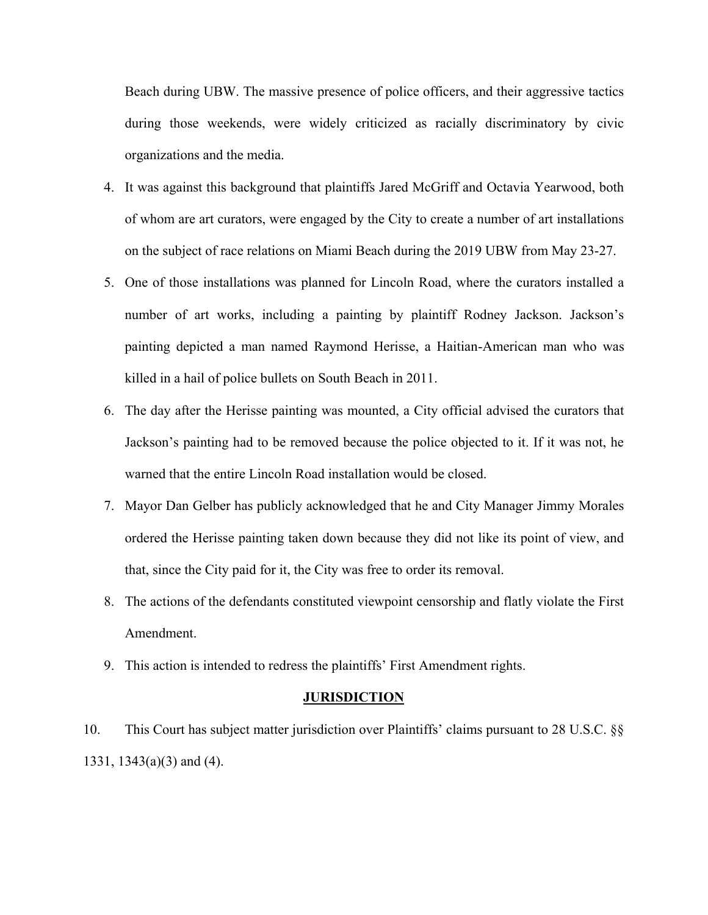Beach during UBW. The massive presence of police officers, and their aggressive tactics during those weekends, were widely criticized as racially discriminatory by civic organizations and the media.

4. It was against this background that plaintiffs Jared McGriff and Octavia Yearwood, both of whom are art curators, were engaged by the City to create a number of art installations on the subject of race relations on Miami Beach during the 2019 UBW from May 23-27.
5. One of those installations was planned for Lincoln Road, where the curators installed a number of art works, including a painting by plaintiff Rodney Jackson. Jackson's painting depicted a man named Raymond Herisse, a Haitian-American man who was killed in a hail of police bullets on South Beach in 2011.
6. The day after the Herisse painting was mounted, a City official advised the curators that Jackson's painting had to be removed because the police objected to it. If it was not, he warned that the entire Lincoln Road installation would be closed.
7. Mayor Dan Gelber has publicly acknowledged that he and City Manager Jimmy Morales ordered the Herisse painting taken down because they did not like its point of view, and that, since the City paid for it, the City was free to order its removal.
8. The actions of the defendants constituted viewpoint censorship and flatly violate the First Amendment.
9. This action is intended to redress the plaintiffs' First Amendment rights.

## JURISDICTION

10. This Court has subject matter jurisdiction over Plaintiffs' claims pursuant to 28 U.S.C. §§ 1331, 1343(a)(3) and (4).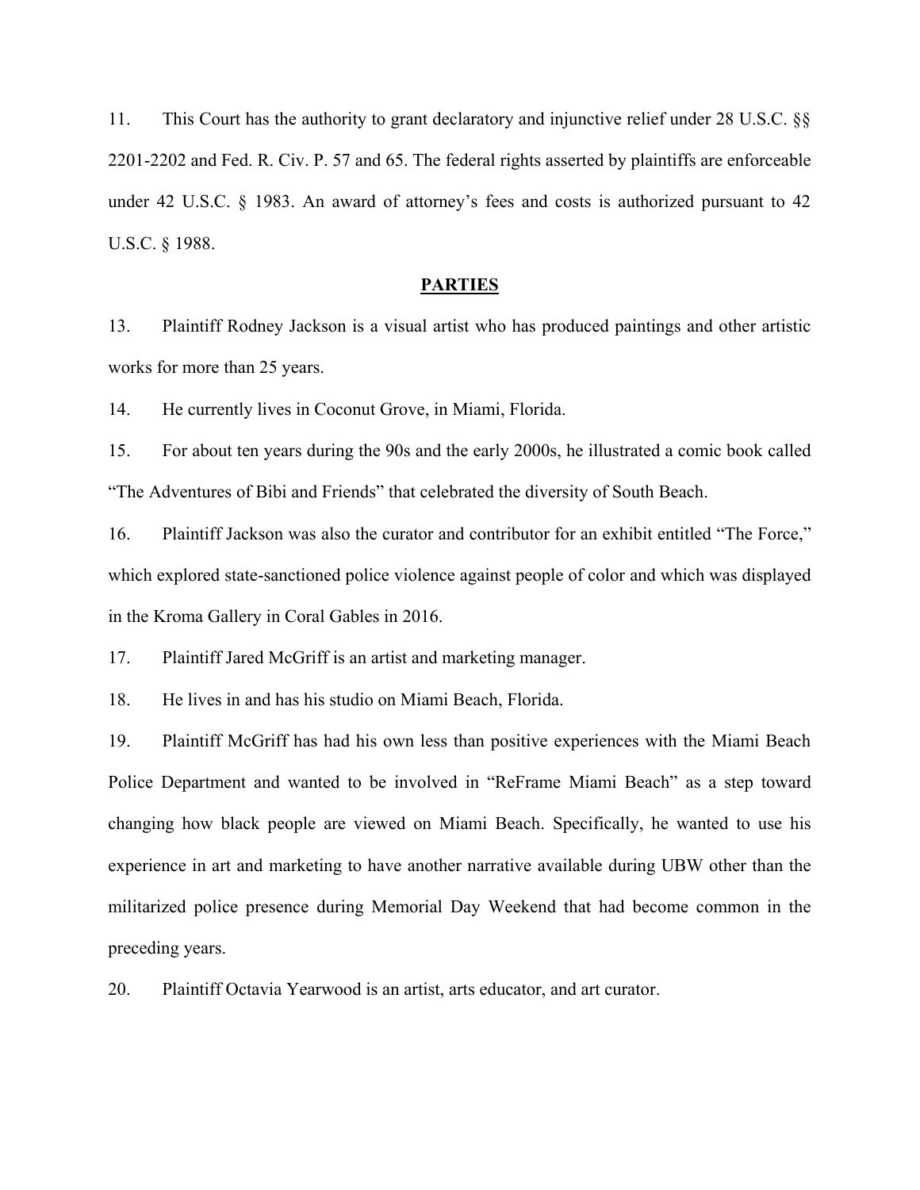11. This Court has the authority to grant declaratory and injunctive relief under 28 U.S.C. §§ 2201-2202 and Fed. R. Civ. P. 57 and 65. The federal rights asserted by plaintiffs are enforceable under 42 U.S.C. § 1983. An award of attorney's fees and costs is authorized pursuant to 42 U.S.C. § 1988.

## PARTIES

13. Plaintiff Rodney Jackson is a visual artist who has produced paintings and other artistic works for more than 25 years.

14. He currently lives in Coconut Grove, in Miami, Florida.

15. For about ten years during the 90s and the early 2000s, he illustrated a comic book called "The Adventures of Bibi and Friends" that celebrated the diversity of South Beach.

16. Plaintiff Jackson was also the curator and contributor for an exhibit entitled "The Force," which explored state-sanctioned police violence against people of color and which was displayed in the Kroma Gallery in Coral Gables in 2016.

17. Plaintiff Jared McGriff is an artist and marketing manager.

18. He lives in and has his studio on Miami Beach, Florida.

19. Plaintiff McGriff has had his own less than positive experiences with the Miami Beach Police Department and wanted to be involved in "ReFrame Miami Beach" as a step toward changing how black people are viewed on Miami Beach. Specifically, he wanted to use his experience in art and marketing to have another narrative available during UBW other than the militarized police presence during Memorial Day Weekend that had become common in the preceding years.

20. Plaintiff Octavia Yearwood is an artist, arts educator, and art curator.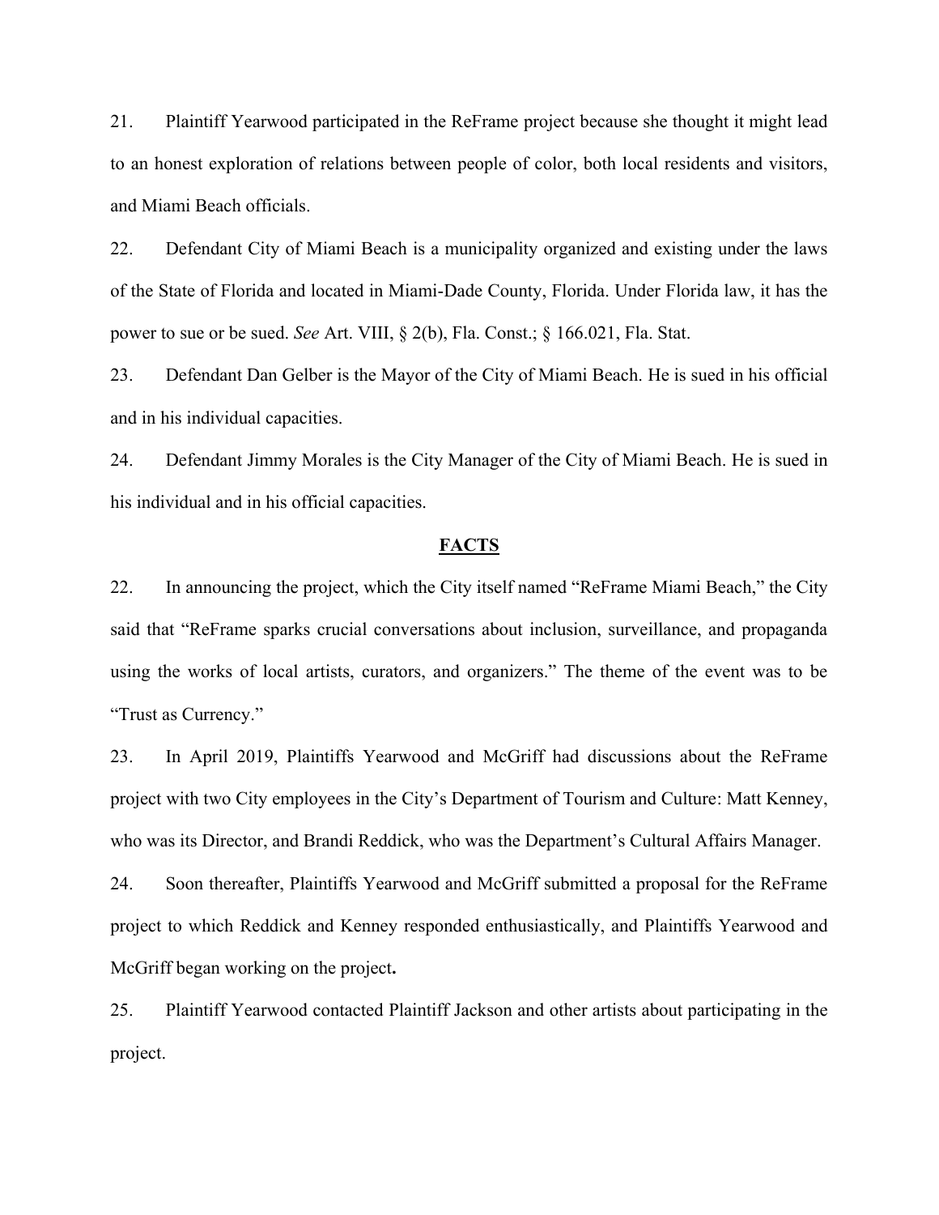21. Plaintiff Yearwood participated in the ReFrame project because she thought it might lead to an honest exploration of relations between people of color, both local residents and visitors, and Miami Beach officials.

22. Defendant City of Miami Beach is a municipality organized and existing under the laws of the State of Florida and located in Miami-Dade County, Florida. Under Florida law, it has the power to sue or be sued. *See* Art. VIII, § 2(b), Fla. Const.; § 166.021, Fla. Stat.

23. Defendant Dan Gelber is the Mayor of the City of Miami Beach. He is sued in his official and in his individual capacities.

24. Defendant Jimmy Morales is the City Manager of the City of Miami Beach. He is sued in his individual and in his official capacities.

## FACTS

22. In announcing the project, which the City itself named "ReFrame Miami Beach," the City said that "ReFrame sparks crucial conversations about inclusion, surveillance, and propaganda using the works of local artists, curators, and organizers." The theme of the event was to be "Trust as Currency."

23. In April 2019, Plaintiffs Yearwood and McGriff had discussions about the ReFrame project with two City employees in the City's Department of Tourism and Culture: Matt Kenney, who was its Director, and Brandi Reddick, who was the Department's Cultural Affairs Manager.

24. Soon thereafter, Plaintiffs Yearwood and McGriff submitted a proposal for the ReFrame project to which Reddick and Kenney responded enthusiastically, and Plaintiffs Yearwood and McGriff began working on the project**.**

25. Plaintiff Yearwood contacted Plaintiff Jackson and other artists about participating in the project.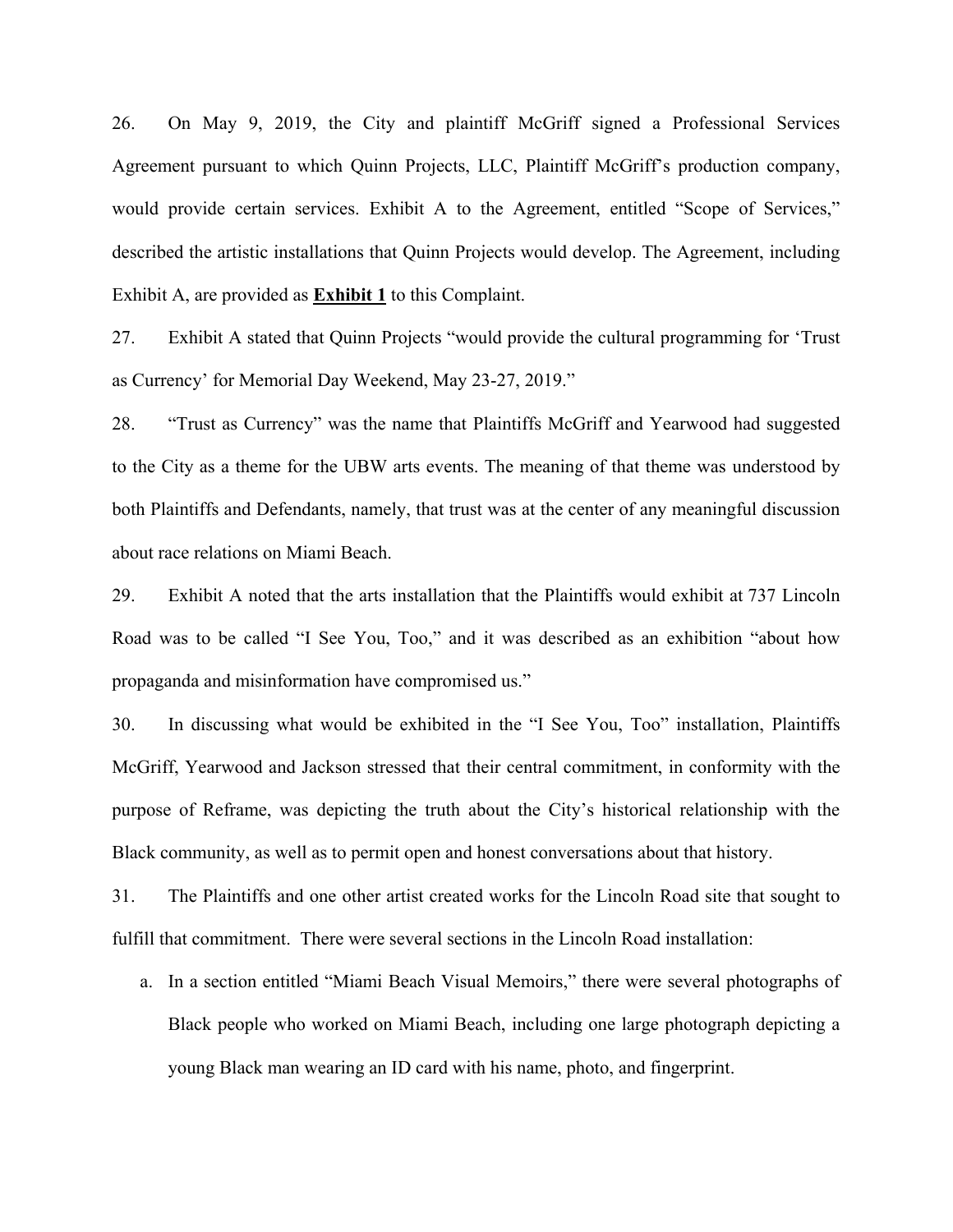26. On May 9, 2019, the City and plaintiff McGriff signed a Professional Services Agreement pursuant to which Quinn Projects, LLC, Plaintiff McGriff's production company, would provide certain services. Exhibit A to the Agreement, entitled "Scope of Services," described the artistic installations that Quinn Projects would develop. The Agreement, including Exhibit A, are provided as **Exhibit 1** to this Complaint.

27. Exhibit A stated that Quinn Projects "would provide the cultural programming for 'Trust as Currency' for Memorial Day Weekend, May 23-27, 2019."

28. "Trust as Currency" was the name that Plaintiffs McGriff and Yearwood had suggested to the City as a theme for the UBW arts events. The meaning of that theme was understood by both Plaintiffs and Defendants, namely, that trust was at the center of any meaningful discussion about race relations on Miami Beach.

29. Exhibit A noted that the arts installation that the Plaintiffs would exhibit at 737 Lincoln Road was to be called "I See You, Too," and it was described as an exhibition "about how propaganda and misinformation have compromised us."

30. In discussing what would be exhibited in the "I See You, Too" installation, Plaintiffs McGriff, Yearwood and Jackson stressed that their central commitment, in conformity with the purpose of Reframe, was depicting the truth about the City's historical relationship with the Black community, as well as to permit open and honest conversations about that history.

31. The Plaintiffs and one other artist created works for the Lincoln Road site that sought to fulfill that commitment. There were several sections in the Lincoln Road installation:

   a. In a section entitled "Miami Beach Visual Memoirs," there were several photographs of Black people who worked on Miami Beach, including one large photograph depicting a young Black man wearing an ID card with his name, photo, and fingerprint.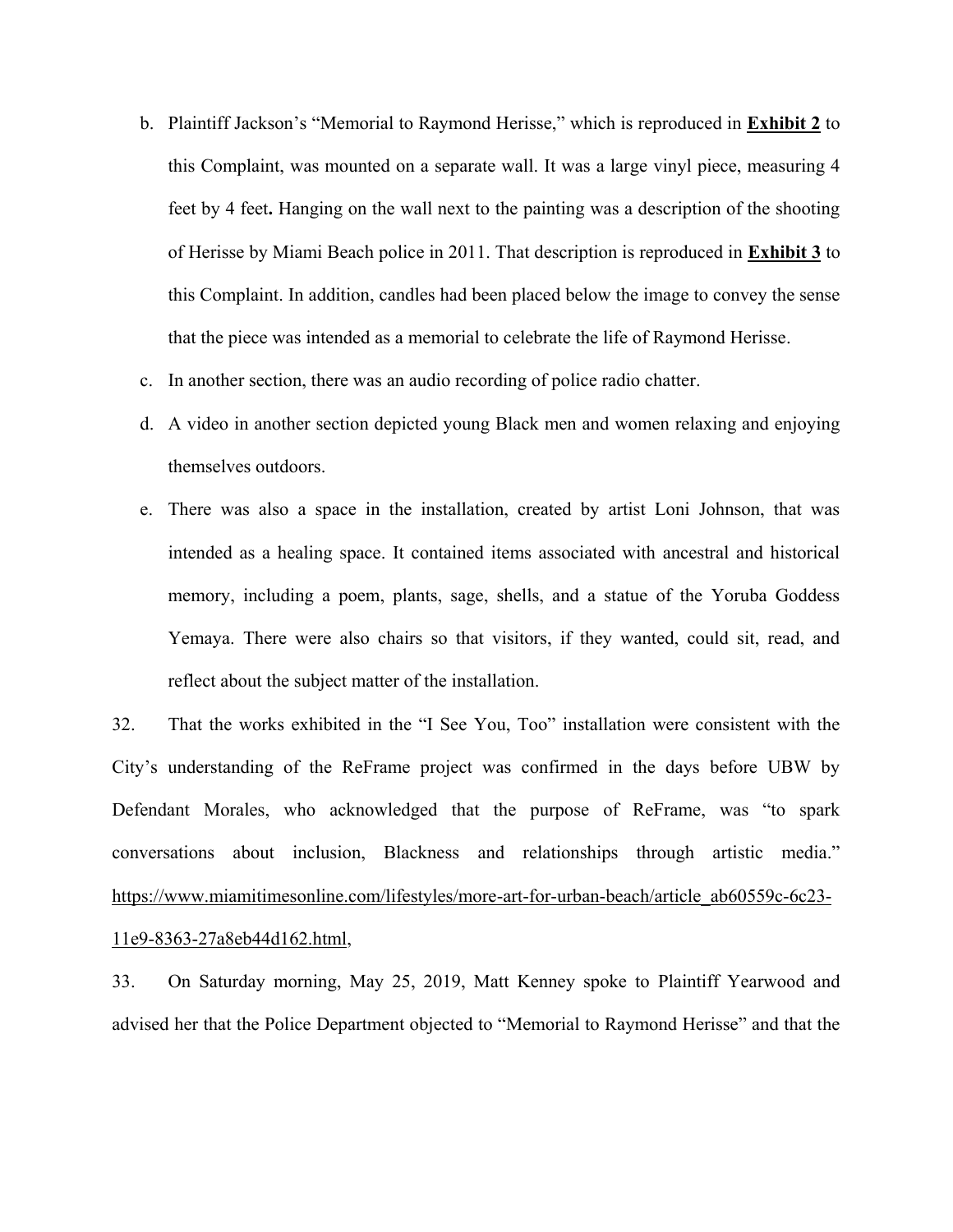b. Plaintiff Jackson's "Memorial to Raymond Herisse," which is reproduced in **Exhibit 2** to this Complaint, was mounted on a separate wall. It was a large vinyl piece, measuring 4 feet by 4 feet**.** Hanging on the wall next to the painting was a description of the shooting of Herisse by Miami Beach police in 2011. That description is reproduced in **Exhibit 3** to this Complaint. In addition, candles had been placed below the image to convey the sense that the piece was intended as a memorial to celebrate the life of Raymond Herisse.

c. In another section, there was an audio recording of police radio chatter.

d. A video in another section depicted young Black men and women relaxing and enjoying themselves outdoors.

e. There was also a space in the installation, created by artist Loni Johnson, that was intended as a healing space. It contained items associated with ancestral and historical memory, including a poem, plants, sage, shells, and a statue of the Yoruba Goddess Yemaya. There were also chairs so that visitors, if they wanted, could sit, read, and reflect about the subject matter of the installation.

32. That the works exhibited in the "I See You, Too" installation were consistent with the City's understanding of the ReFrame project was confirmed in the days before UBW by Defendant Morales, who acknowledged that the purpose of ReFrame, was "to spark conversations about inclusion, Blackness and relationships through artistic media." https://www.miamitimesonline.com/lifestyles/more-art-for-urban-beach/article_ab60559c-6c23-11e9-8363-27a8eb44d162.html,

33. On Saturday morning, May 25, 2019, Matt Kenney spoke to Plaintiff Yearwood and advised her that the Police Department objected to "Memorial to Raymond Herisse" and that the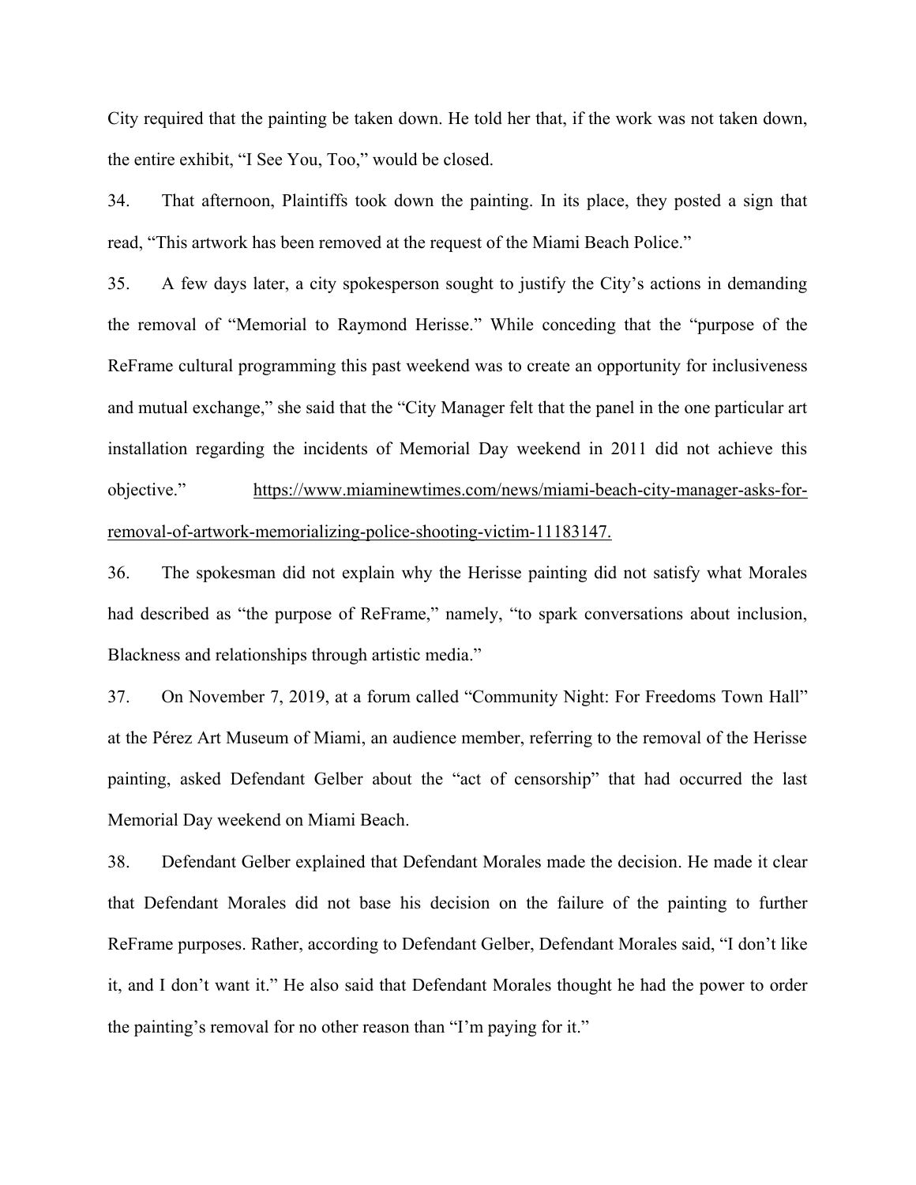City required that the painting be taken down. He told her that, if the work was not taken down, the entire exhibit, "I See You, Too," would be closed.

34. That afternoon, Plaintiffs took down the painting. In its place, they posted a sign that read, "This artwork has been removed at the request of the Miami Beach Police."

35. A few days later, a city spokesperson sought to justify the City's actions in demanding the removal of "Memorial to Raymond Herisse." While conceding that the "purpose of the ReFrame cultural programming this past weekend was to create an opportunity for inclusiveness and mutual exchange," she said that the "City Manager felt that the panel in the one particular art installation regarding the incidents of Memorial Day weekend in 2011 did not achieve this objective." https://www.miaminewtimes.com/news/miami-beach-city-manager-asks-for-removal-of-artwork-memorializing-police-shooting-victim-11183147.

36. The spokesman did not explain why the Herisse painting did not satisfy what Morales had described as "the purpose of ReFrame," namely, "to spark conversations about inclusion, Blackness and relationships through artistic media."

37. On November 7, 2019, at a forum called "Community Night: For Freedoms Town Hall" at the Pérez Art Museum of Miami, an audience member, referring to the removal of the Herisse painting, asked Defendant Gelber about the "act of censorship" that had occurred the last Memorial Day weekend on Miami Beach.

38. Defendant Gelber explained that Defendant Morales made the decision. He made it clear that Defendant Morales did not base his decision on the failure of the painting to further ReFrame purposes. Rather, according to Defendant Gelber, Defendant Morales said, "I don't like it, and I don't want it." He also said that Defendant Morales thought he had the power to order the painting's removal for no other reason than "I'm paying for it."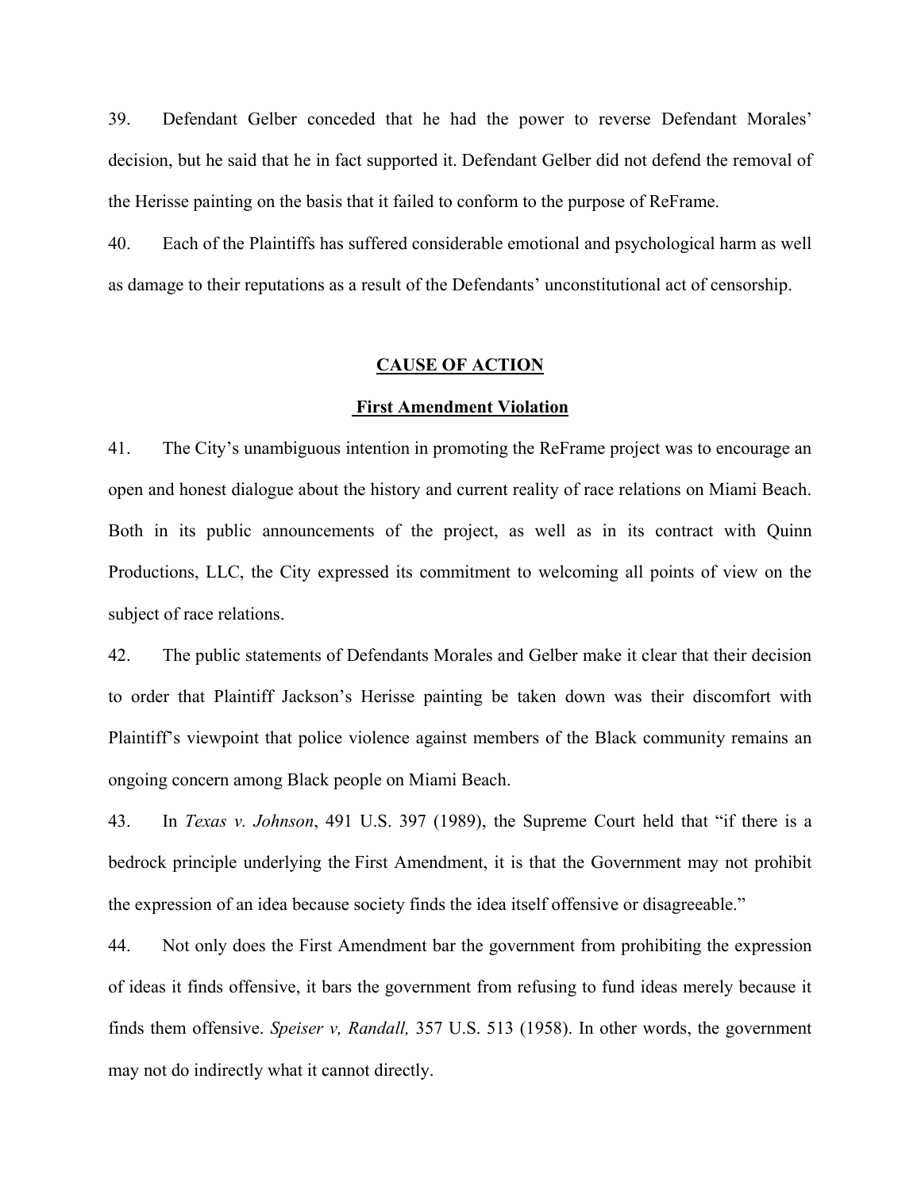39. Defendant Gelber conceded that he had the power to reverse Defendant Morales' decision, but he said that he in fact supported it. Defendant Gelber did not defend the removal of the Herisse painting on the basis that it failed to conform to the purpose of ReFrame.

40. Each of the Plaintiffs has suffered considerable emotional and psychological harm as well as damage to their reputations as a result of the Defendants' unconstitutional act of censorship.

## CAUSE OF ACTION

### First Amendment Violation

41. The City's unambiguous intention in promoting the ReFrame project was to encourage an open and honest dialogue about the history and current reality of race relations on Miami Beach. Both in its public announcements of the project, as well as in its contract with Quinn Productions, LLC, the City expressed its commitment to welcoming all points of view on the subject of race relations.

42. The public statements of Defendants Morales and Gelber make it clear that their decision to order that Plaintiff Jackson's Herisse painting be taken down was their discomfort with Plaintiff's viewpoint that police violence against members of the Black community remains an ongoing concern among Black people on Miami Beach.

43. In *Texas v. Johnson*, 491 U.S. 397 (1989), the Supreme Court held that "if there is a bedrock principle underlying the First Amendment, it is that the Government may not prohibit the expression of an idea because society finds the idea itself offensive or disagreeable."

44. Not only does the First Amendment bar the government from prohibiting the expression of ideas it finds offensive, it bars the government from refusing to fund ideas merely because it finds them offensive. *Speiser v, Randall,* 357 U.S. 513 (1958). In other words, the government may not do indirectly what it cannot directly.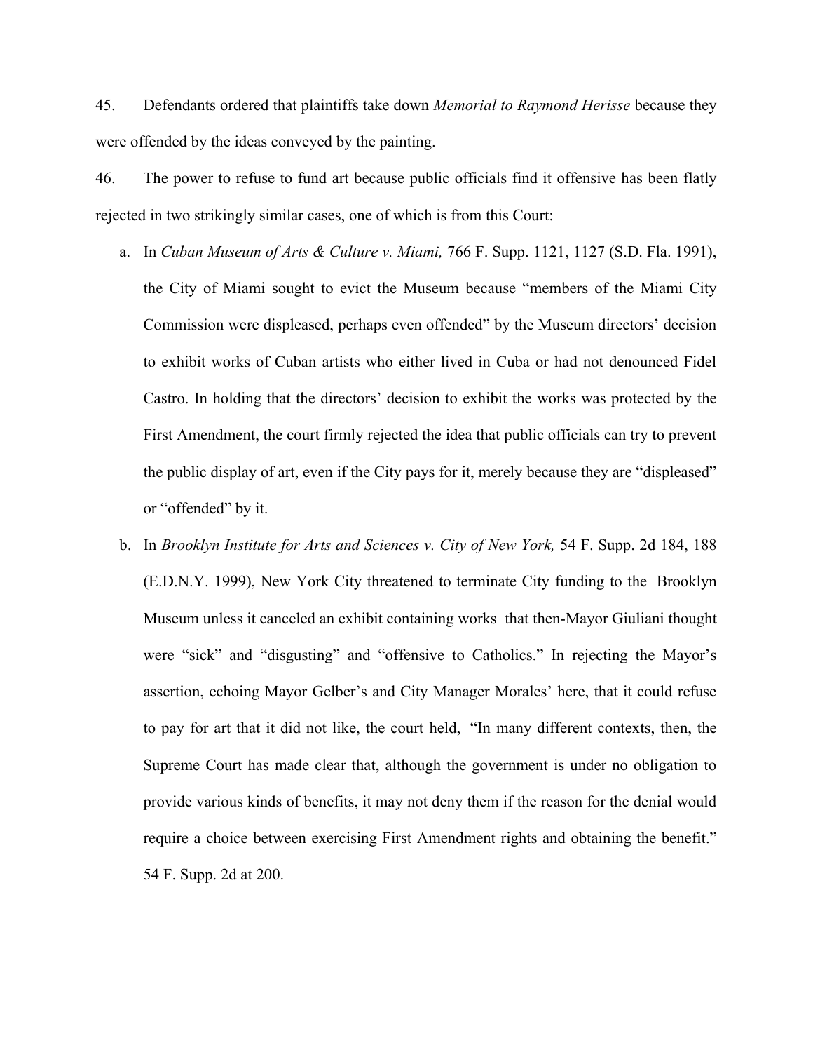45. Defendants ordered that plaintiffs take down *Memorial to Raymond Herisse* because they were offended by the ideas conveyed by the painting.

46. The power to refuse to fund art because public officials find it offensive has been flatly rejected in two strikingly similar cases, one of which is from this Court:

a. In *Cuban Museum of Arts & Culture v. Miami,* 766 F. Supp. 1121, 1127 (S.D. Fla. 1991), the City of Miami sought to evict the Museum because "members of the Miami City Commission were displeased, perhaps even offended" by the Museum directors' decision to exhibit works of Cuban artists who either lived in Cuba or had not denounced Fidel Castro. In holding that the directors' decision to exhibit the works was protected by the First Amendment, the court firmly rejected the idea that public officials can try to prevent the public display of art, even if the City pays for it, merely because they are "displeased" or "offended" by it.

b. In *Brooklyn Institute for Arts and Sciences v. City of New York,* 54 F. Supp. 2d 184, 188 (E.D.N.Y. 1999), New York City threatened to terminate City funding to the Brooklyn Museum unless it canceled an exhibit containing works that then-Mayor Giuliani thought were "sick" and "disgusting" and "offensive to Catholics." In rejecting the Mayor's assertion, echoing Mayor Gelber's and City Manager Morales' here, that it could refuse to pay for art that it did not like, the court held, "In many different contexts, then, the Supreme Court has made clear that, although the government is under no obligation to provide various kinds of benefits, it may not deny them if the reason for the denial would require a choice between exercising First Amendment rights and obtaining the benefit." 54 F. Supp. 2d at 200.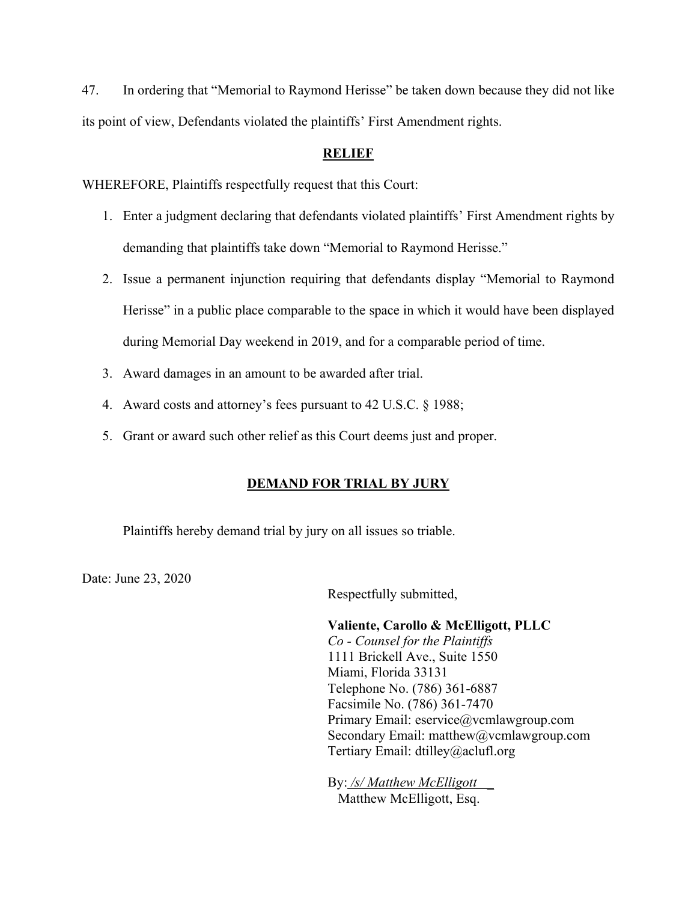47. In ordering that "Memorial to Raymond Herisse" be taken down because they did not like its point of view, Defendants violated the plaintiffs' First Amendment rights.

## RELIEF

WHEREFORE, Plaintiffs respectfully request that this Court:

1. Enter a judgment declaring that defendants violated plaintiffs' First Amendment rights by demanding that plaintiffs take down "Memorial to Raymond Herisse."
2. Issue a permanent injunction requiring that defendants display "Memorial to Raymond Herisse" in a public place comparable to the space in which it would have been displayed during Memorial Day weekend in 2019, and for a comparable period of time.
3. Award damages in an amount to be awarded after trial.
4. Award costs and attorney's fees pursuant to 42 U.S.C. § 1988;
5. Grant or award such other relief as this Court deems just and proper.

## DEMAND FOR TRIAL BY JURY

Plaintiffs hereby demand trial by jury on all issues so triable.

Date: June 23, 2020

Respectfully submitted,

**Valiente, Carollo & McElligott, PLLC**
*Co - Counsel for the Plaintiffs*
1111 Brickell Ave., Suite 1550
Miami, Florida 33131
Telephone No. (786) 361-6887
Facsimile No. (786) 361-7470
Primary Email: eservice@vcmlawgroup.com
Secondary Email: matthew@vcmlawgroup.com
Tertiary Email: dtilley@aclufl.org

By: */s/ Matthew McElligott*
Matthew McElligott, Esq.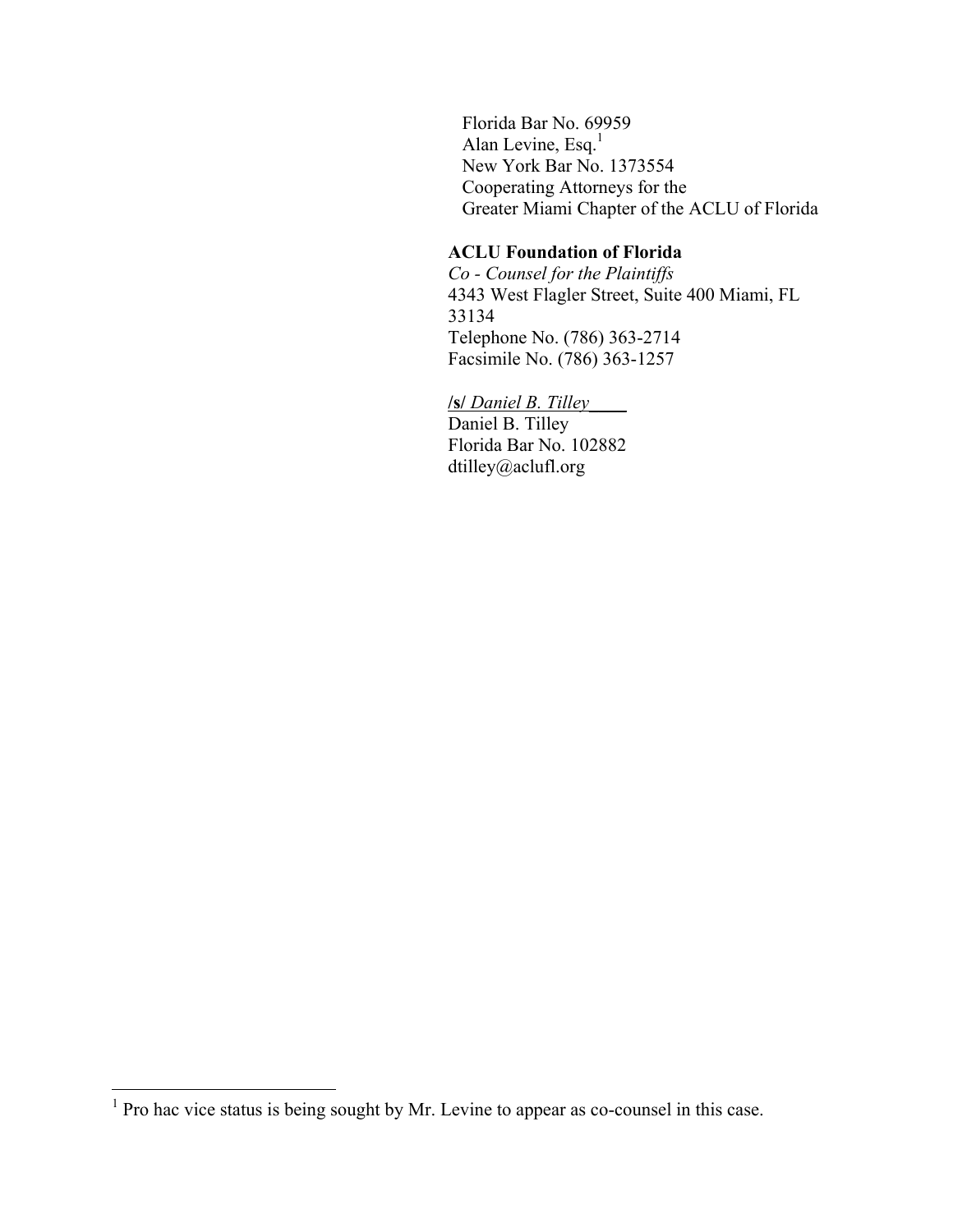Florida Bar No. 69959
Alan Levine, Esq.[1]
New York Bar No. 1373554
Cooperating Attorneys for the
Greater Miami Chapter of the ACLU of Florida

**ACLU Foundation of Florida**
*Co - Counsel for the Plaintiffs*
4343 West Flagler Street, Suite 400 Miami, FL 33134
Telephone No. (786) 363-2714
Facsimile No. (786) 363-1257

**/s/** *Daniel B. Tilley*____
Daniel B. Tilley
Florida Bar No. 102882
dtilley@aclufl.org

---

[1] Pro hac vice status is being sought by Mr. Levine to appear as co-counsel in this case.